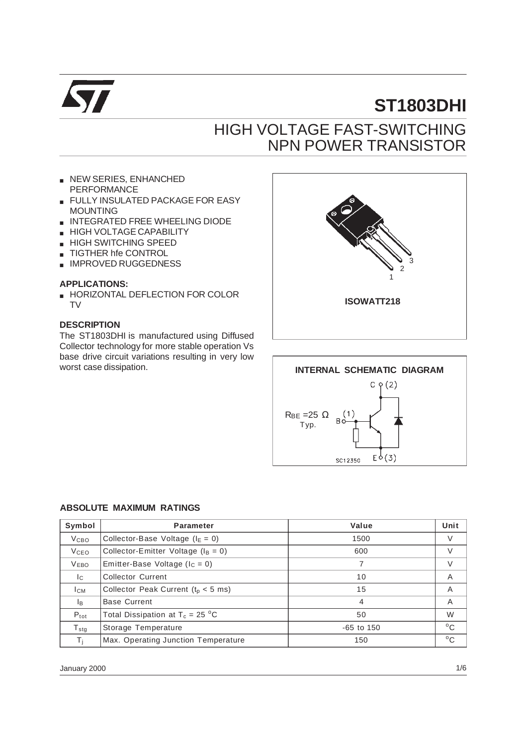# ST1803DHI

## HIGH VOLTAGE FAST-SWITCHING NPN POWER TRANSISTOR

- NEW SERIES, ENHANCHED PERFORMANCE
- FULLY INSULATED PACKAGE FOR EASY MOUNTING
- INTEGRATED FREE WHEELING DIODE
- HIGH VOLTAGE CAPABILITY
- HIGH SWITCHING SPEED
- TIGTHER hfe CONTROL
- IMPROVED RUGGEDNESS

### APPLICATIONS:

- HORIZONTAL DEFLECTION FOR COLOR TV

### DESCRIPTION

The ST1803DHI is manufactured using Diffused Collector technology for more stable operation Vs base drive circuit variations resulting in very low worst case dissipation.

ISOWATT218

**INTERNAL SCHEMATIC DIAGRAM**

$R_{BE}$ =25 Ω Typ.

B (1), C (2), E (3)

SC12350

### ABSOLUTE MAXIMUM RATINGS

| Symbol | Parameter | Value | Unit |
|---|---|---|---|
| $V_{CBO}$ | Collector-Base Voltage ($I_E$ = 0) | 1500 | V |
| $V_{CEO}$ | Collector-Emitter Voltage ($I_B$ = 0) | 600 | V |
| $V_{EBO}$ | Emitter-Base Voltage ($I_C$ = 0) | 7 | V |
| $I_C$ | Collector Current | 10 | A |
| $I_{CM}$ | Collector Peak Current ($t_p$ < 5 ms) | 15 | A |
| $I_B$ | Base Current | 4 | A |
| $P_{tot}$ | Total Dissipation at $T_c$ = 25 $^oC$ | 50 | W |
| $T_{stg}$ | Storage Temperature | -65 to 150 | $^oC$ |
| $T_j$ | Max. Operating Junction Temperature | 150 | $^oC$ |

January 2000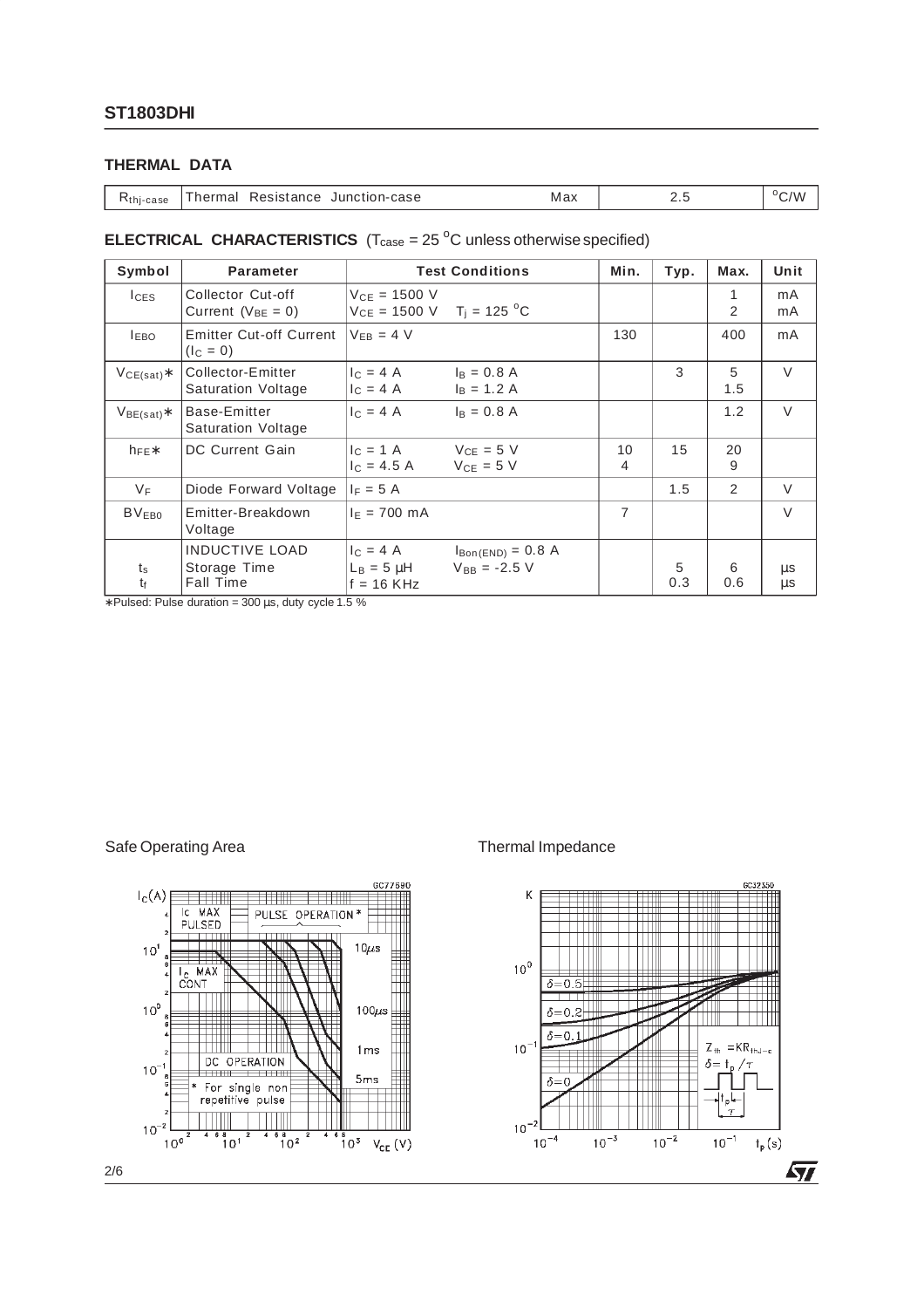## THERMAL DATA

| | | | | |
|---|---|---|---|---|
| $R_{thj-case}$ | Thermal Resistance Junction-case | Max | 2.5 | °C/W |

## ELECTRICAL CHARACTERISTICS ($T_{case}$ = 25 °C unless otherwise specified)

| Symbol | Parameter | Test Conditions | Min. | Typ. | Max. | Unit |
|---|---|---|---|---|---|---|
| $I_{CES}$ | Collector Cut-off Current ($V_{BE}$ = 0) | $V_{CE}$ = 1500 V<br>$V_{CE}$ = 1500 V  $T_j$ = 125 °C | | | 1<br>2 | mA<br>mA |
| $I_{EBO}$ | Emitter Cut-off Current ($I_C$ = 0) | $V_{EB}$ = 4 V | 130 | | 400 | mA |
| $V_{CE(sat)}$* | Collector-Emitter Saturation Voltage | $I_C$ = 4 A  $I_B$ = 0.8 A<br>$I_C$ = 4 A  $I_B$ = 1.2 A | | 3 | 5<br>1.5 | V |
| $V_{BE(sat)}$* | Base-Emitter Saturation Voltage | $I_C$ = 4 A  $I_B$ = 0.8 A | | | 1.2 | V |
| $h_{FE}$* | DC Current Gain | $I_C$ = 1 A  $V_{CE}$ = 5 V<br>$I_C$ = 4.5 A  $V_{CE}$ = 5 V | 10<br>4 | 15 | 20<br>9 | |
| $V_F$ | Diode Forward Voltage | $I_F$ = 5 A | | 1.5 | 2 | V |
| $BV_{EB0}$ | Emitter-Breakdown Voltage | $I_E$ = 700 mA | 7 | | | V |
| $t_s$<br>$t_f$ | INDUCTIVE LOAD<br>Storage Time<br>Fall Time | $I_C$ = 4 A  $I_{Bon(END)}$ = 0.8 A<br>$L_B$ = 5 µH  $V_{BB}$ = -2.5 V<br>f = 16 KHz | | 5<br>0.3 | 6<br>0.6 | µs<br>µs |

*Pulsed: Pulse duration = 300 µs, duty cycle 1.5 %

Safe Operating Area

Thermal Impedance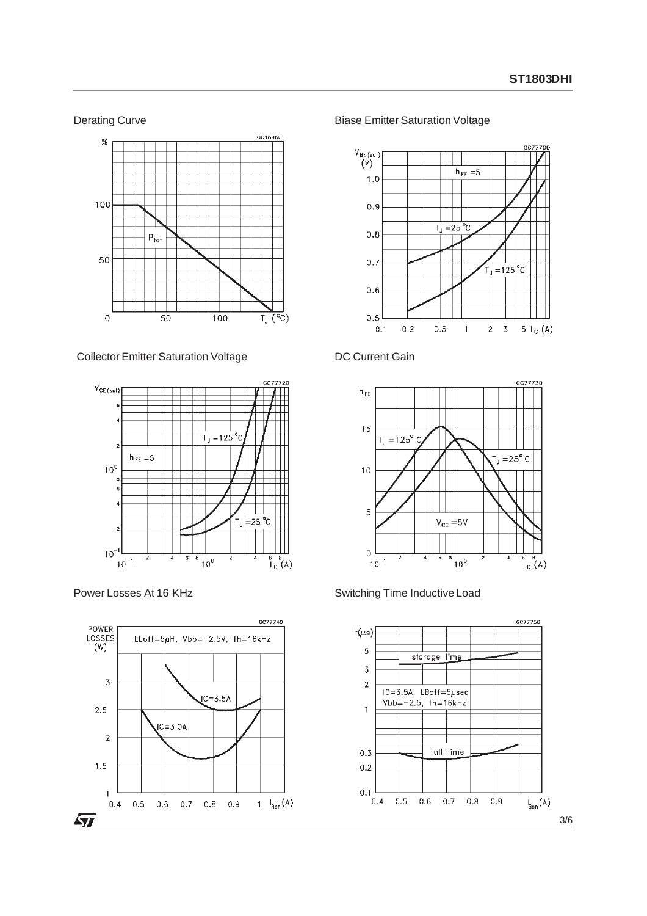Derating Curve

Biase Emitter Saturation Voltage

Collector Emitter Saturation Voltage

DC Current Gain

Power Losses At 16 KHz

Switching Time Inductive Load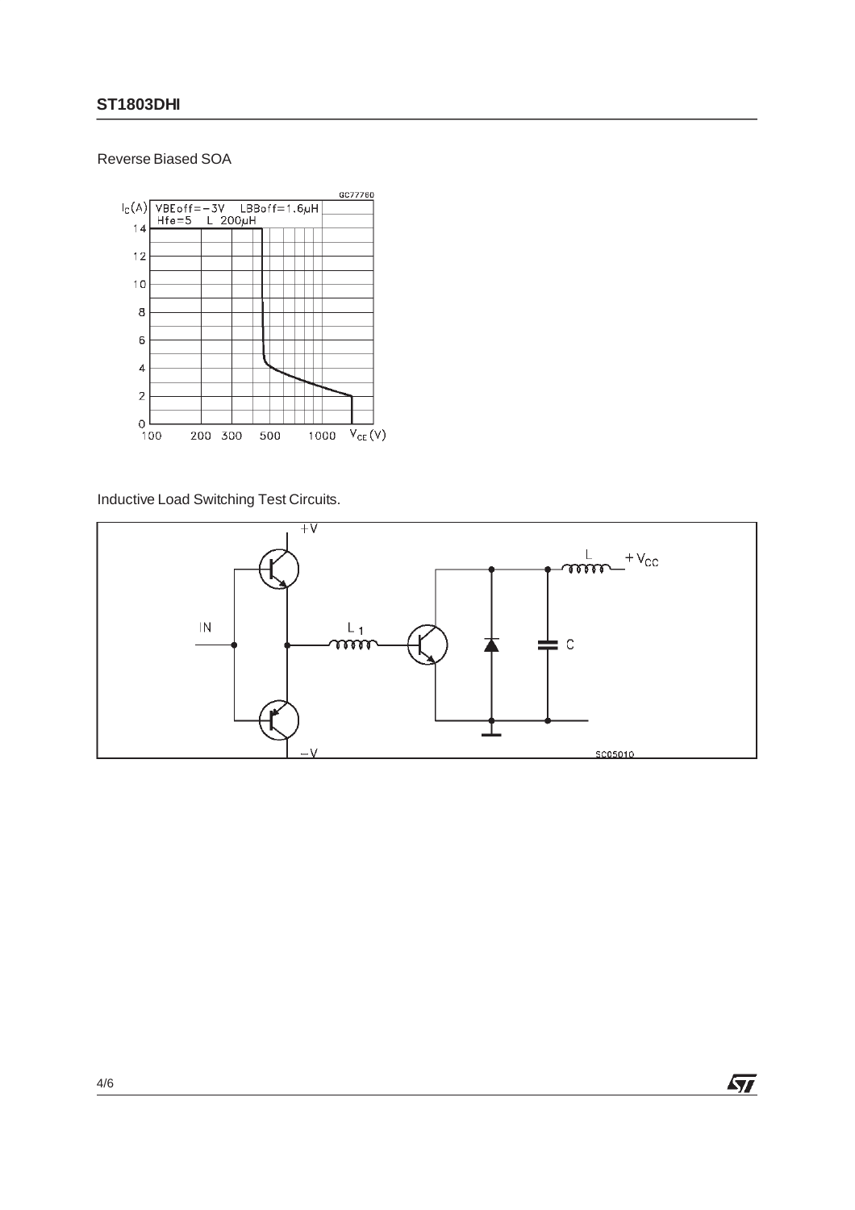Reverse Biased SOA

Inductive Load Switching Test Circuits.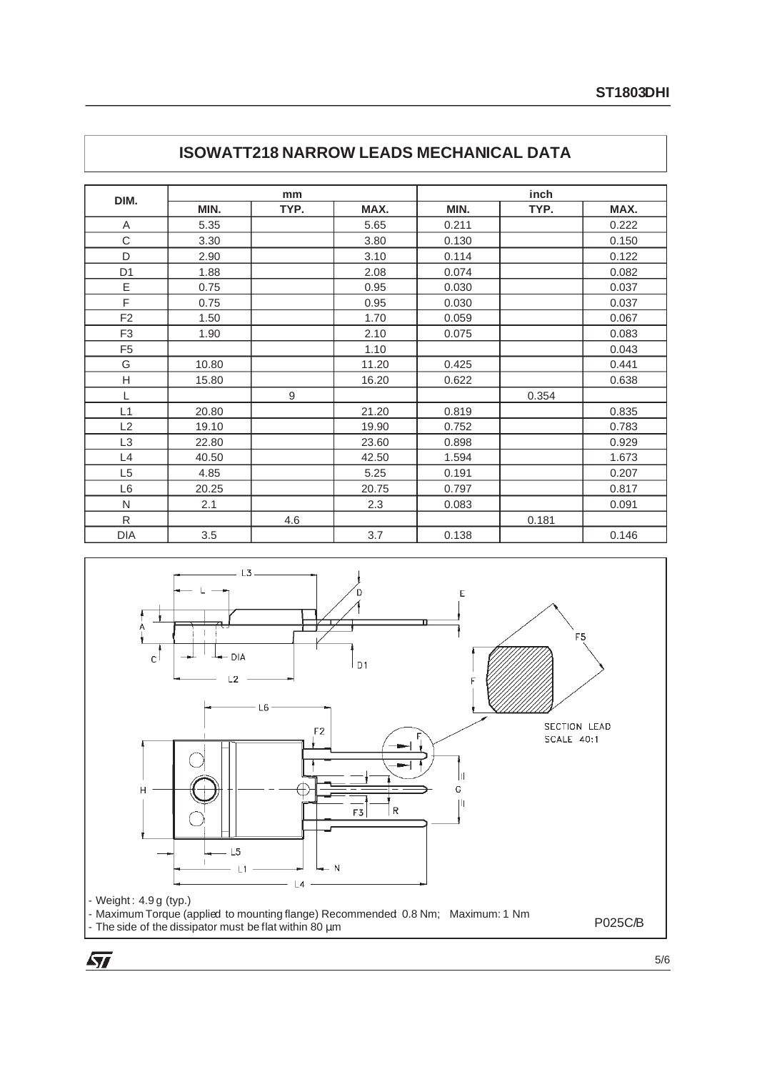## ISOWATT218 NARROW LEADS MECHANICAL DATA

| DIM. | mm | | | inch | | |
|---|---|---|---|---|---|---|
| | MIN. | TYP. | MAX. | MIN. | TYP. | MAX. |
| A | 5.35 | | 5.65 | 0.211 | | 0.222 |
| C | 3.30 | | 3.80 | 0.130 | | 0.150 |
| D | 2.90 | | 3.10 | 0.114 | | 0.122 |
| D1 | 1.88 | | 2.08 | 0.074 | | 0.082 |
| E | 0.75 | | 0.95 | 0.030 | | 0.037 |
| F | 0.75 | | 0.95 | 0.030 | | 0.037 |
| F2 | 1.50 | | 1.70 | 0.059 | | 0.067 |
| F3 | 1.90 | | 2.10 | 0.075 | | 0.083 |
| F5 | | | 1.10 | | | 0.043 |
| G | 10.80 | | 11.20 | 0.425 | | 0.441 |
| H | 15.80 | | 16.20 | 0.622 | | 0.638 |
| L | | 9 | | | 0.354 | |
| L1 | 20.80 | | 21.20 | 0.819 | | 0.835 |
| L2 | 19.10 | | 19.90 | 0.752 | | 0.783 |
| L3 | 22.80 | | 23.60 | 0.898 | | 0.929 |
| L4 | 40.50 | | 42.50 | 1.594 | | 1.673 |
| L5 | 4.85 | | 5.25 | 0.191 | | 0.207 |
| L6 | 20.25 | | 20.75 | 0.797 | | 0.817 |
| N | 2.1 | | 2.3 | 0.083 | | 0.091 |
| R | | 4.6 | | | 0.181 | |
| DIA | 3.5 | | 3.7 | 0.138 | | 0.146 |

- Weight : 4.9 g (typ.)
- Maximum Torque (applied to mounting flange) Recommended 0.8 Nm; Maximum: 1 Nm
- The side of the dissipator must be flat within 80 µm

P025C/B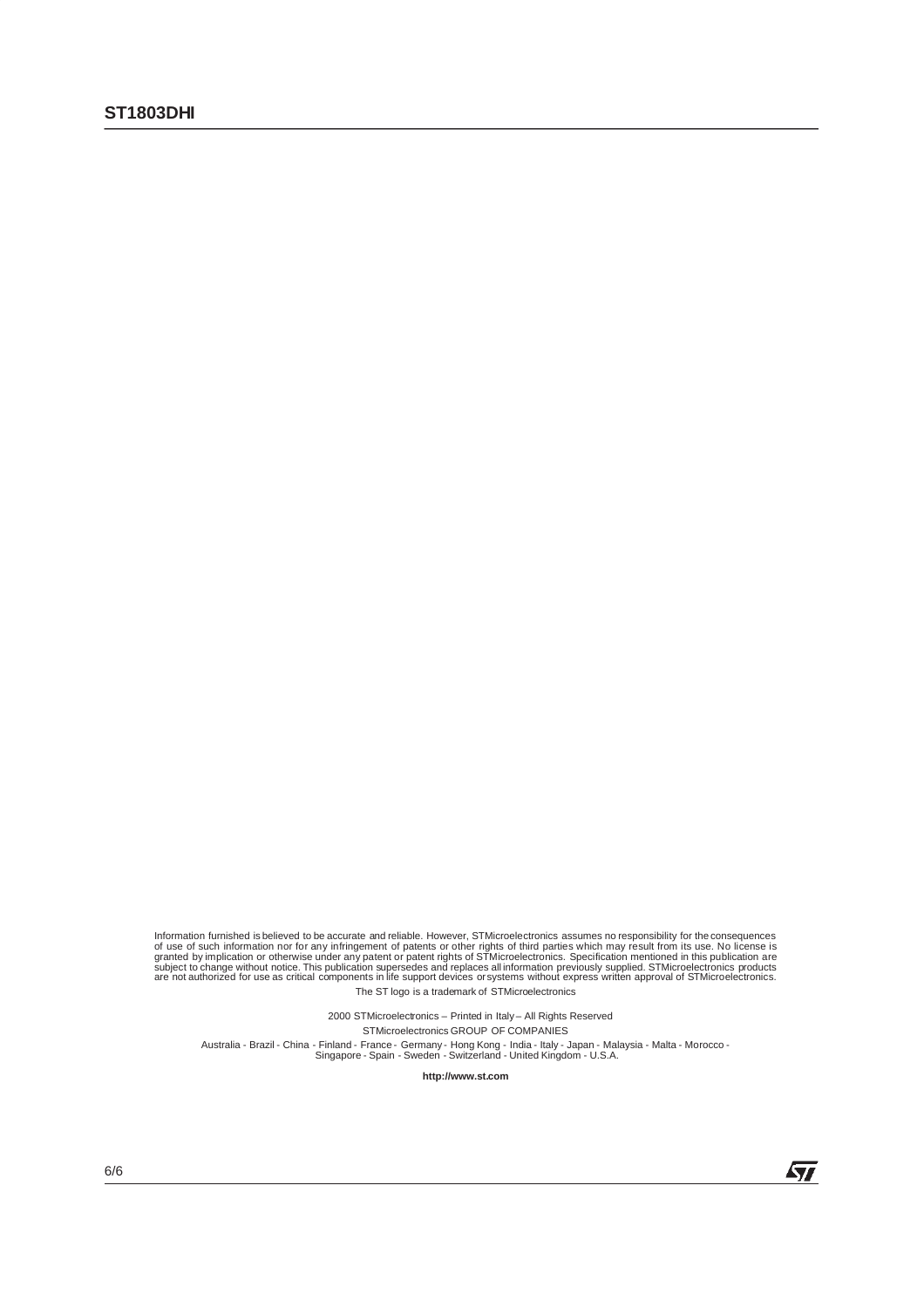Information furnished is believed to be accurate and reliable. However, STMicroelectronics assumes no responsibility for the consequences of use of such information nor for any infringement of patents or other rights of third parties which may result from its use. No license is granted by implication or otherwise under any patent or patent rights of STMicroelectronics. Specification mentioned in this publication are subject to change without notice. This publication supersedes and replaces all information previously supplied. STMicroelectronics products are not authorized for use as critical components in life support devices or systems without express written approval of STMicroelectronics.

The ST logo is a trademark of STMicroelectronics

2000 STMicroelectronics – Printed in Italy – All Rights Reserved

STMicroelectronics GROUP OF COMPANIES

Australia - Brazil - China - Finland - France - Germany - Hong Kong - India - Italy - Japan - Malaysia - Malta - Morocco - Singapore - Spain - Sweden - Switzerland - United Kingdom - U.S.A.

**http://www.st.com**